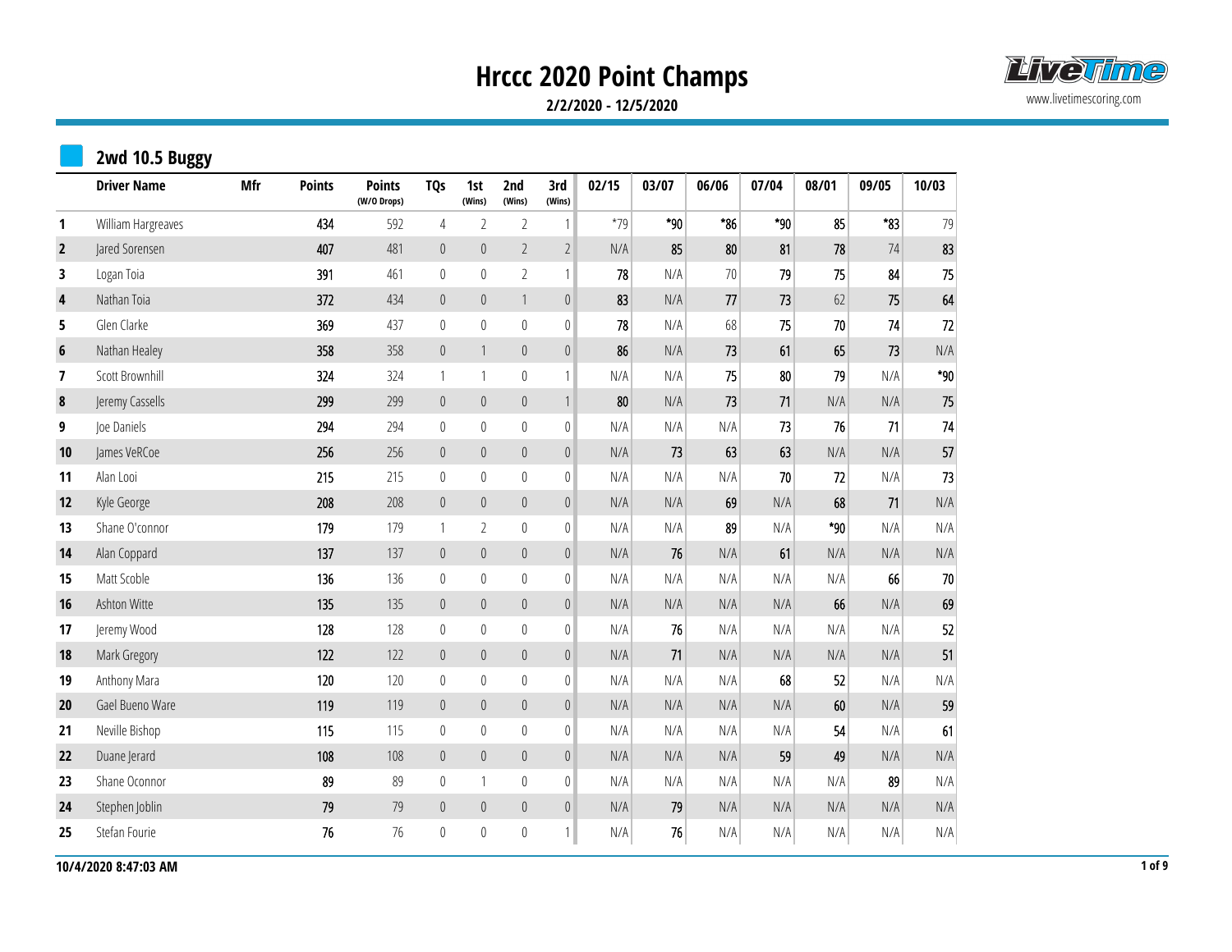# Hrccc 2020 Point Champs

**2/2/2020 - 12/5/2020**

www.livetimescoring.com

## 2wd 10.5 Buggy

| | Driver Name | Mfr | Points | Points (W/O Drops) | TQs | 1st (Wins) | 2nd (Wins) | 3rd (Wins) | 02/15 | 03/07 | 06/06 | 07/04 | 08/01 | 09/05 | 10/03 |
|---|---|---|---|---|---|---|---|---|---|---|---|---|---|---|---|
| 1 | William Hargreaves | | 434 | 592 | 4 | 2 | 2 | 1 | *79 | *90 | *86 | *90 | 85 | *83 | 79 |
| 2 | Jared Sorensen | | 407 | 481 | 0 | 0 | 2 | 2 | N/A | 85 | 80 | 81 | 78 | 74 | 83 |
| 3 | Logan Toia | | 391 | 461 | 0 | 0 | 2 | 1 | 78 | N/A | 70 | 79 | 75 | 84 | 75 |
| 4 | Nathan Toia | | 372 | 434 | 0 | 0 | 1 | 0 | 83 | N/A | 77 | 73 | 62 | 75 | 64 |
| 5 | Glen Clarke | | 369 | 437 | 0 | 0 | 0 | 0 | 78 | N/A | 68 | 75 | 70 | 74 | 72 |
| 6 | Nathan Healey | | 358 | 358 | 0 | 1 | 0 | 0 | 86 | N/A | 73 | 61 | 65 | 73 | N/A |
| 7 | Scott Brownhill | | 324 | 324 | 1 | 1 | 0 | 1 | N/A | N/A | 75 | 80 | 79 | N/A | *90 |
| 8 | Jeremy Cassells | | 299 | 299 | 0 | 0 | 0 | 1 | 80 | N/A | 73 | 71 | N/A | N/A | 75 |
| 9 | Joe Daniels | | 294 | 294 | 0 | 0 | 0 | 0 | N/A | N/A | N/A | 73 | 76 | 71 | 74 |
| 10 | James VeRCoe | | 256 | 256 | 0 | 0 | 0 | 0 | N/A | 73 | 63 | 63 | N/A | N/A | 57 |
| 11 | Alan Looi | | 215 | 215 | 0 | 0 | 0 | 0 | N/A | N/A | N/A | 70 | 72 | N/A | 73 |
| 12 | Kyle George | | 208 | 208 | 0 | 0 | 0 | 0 | N/A | N/A | 69 | N/A | 68 | 71 | N/A |
| 13 | Shane O'connor | | 179 | 179 | 1 | 2 | 0 | 0 | N/A | N/A | 89 | N/A | *90 | N/A | N/A |
| 14 | Alan Coppard | | 137 | 137 | 0 | 0 | 0 | 0 | N/A | 76 | N/A | 61 | N/A | N/A | N/A |
| 15 | Matt Scoble | | 136 | 136 | 0 | 0 | 0 | 0 | N/A | N/A | N/A | N/A | N/A | 66 | 70 |
| 16 | Ashton Witte | | 135 | 135 | 0 | 0 | 0 | 0 | N/A | N/A | N/A | N/A | 66 | N/A | 69 |
| 17 | Jeremy Wood | | 128 | 128 | 0 | 0 | 0 | 0 | N/A | 76 | N/A | N/A | N/A | N/A | 52 |
| 18 | Mark Gregory | | 122 | 122 | 0 | 0 | 0 | 0 | N/A | 71 | N/A | N/A | N/A | N/A | 51 |
| 19 | Anthony Mara | | 120 | 120 | 0 | 0 | 0 | 0 | N/A | N/A | N/A | 68 | 52 | N/A | N/A |
| 20 | Gael Bueno Ware | | 119 | 119 | 0 | 0 | 0 | 0 | N/A | N/A | N/A | N/A | 60 | N/A | 59 |
| 21 | Neville Bishop | | 115 | 115 | 0 | 0 | 0 | 0 | N/A | N/A | N/A | N/A | 54 | N/A | 61 |
| 22 | Duane Jerard | | 108 | 108 | 0 | 0 | 0 | 0 | N/A | N/A | N/A | 59 | 49 | N/A | N/A |
| 23 | Shane Oconnor | | 89 | 89 | 0 | 1 | 0 | 0 | N/A | N/A | N/A | N/A | N/A | 89 | N/A |
| 24 | Stephen Joblin | | 79 | 79 | 0 | 0 | 0 | 0 | N/A | 79 | N/A | N/A | N/A | N/A | N/A |
| 25 | Stefan Fourie | | 76 | 76 | 0 | 0 | 0 | 1 | N/A | 76 | N/A | N/A | N/A | N/A | N/A |

10/4/2020 8:47:03 AM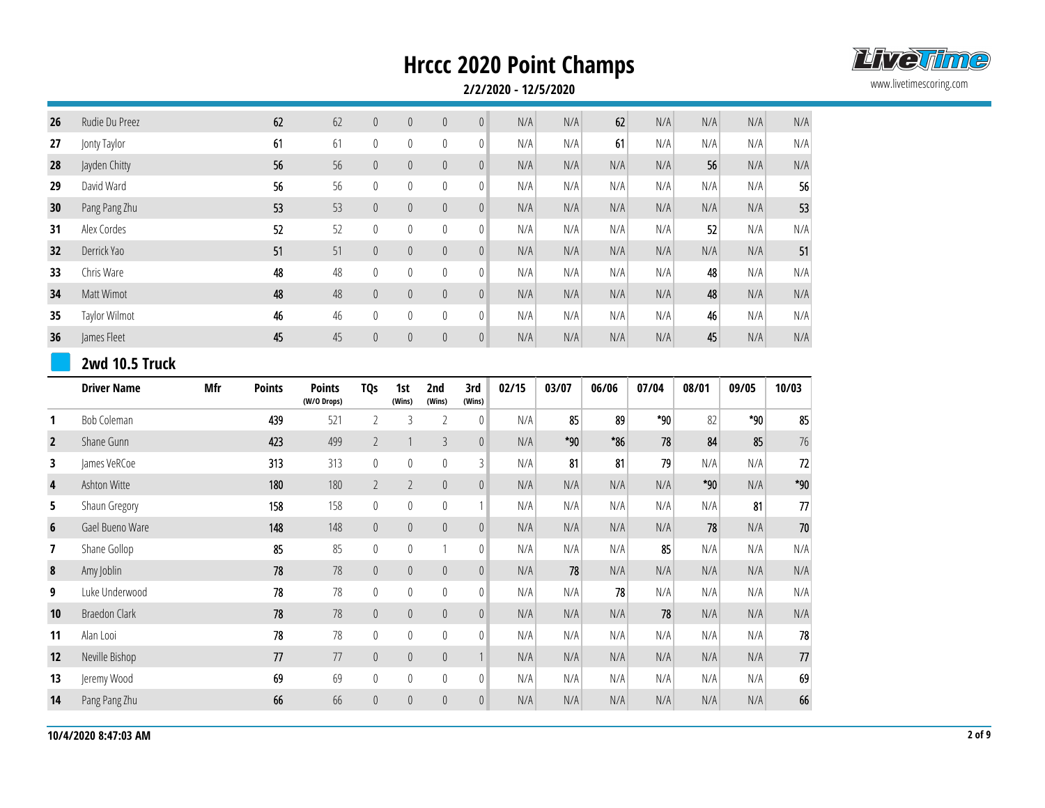# Hrccc 2020 Point Champs

**2/2/2020 - 12/5/2020**

| | | | | | | | | | | | | | | | |
|---|---|---|---|---|---|---|---|---|---|---|---|---|---|---|---|
| **26** | Rudie Du Preez | | **62** | 62 | 0 | 0 | 0 | 0 | N/A | N/A | **62** | N/A | N/A | N/A | N/A |
| **27** | Jonty Taylor | | **61** | 61 | 0 | 0 | 0 | 0 | N/A | N/A | **61** | N/A | N/A | N/A | N/A |
| **28** | Jayden Chitty | | **56** | 56 | 0 | 0 | 0 | 0 | N/A | N/A | N/A | N/A | **56** | N/A | N/A |
| **29** | David Ward | | **56** | 56 | 0 | 0 | 0 | 0 | N/A | N/A | N/A | N/A | N/A | N/A | **56** |
| **30** | Pang Pang Zhu | | **53** | 53 | 0 | 0 | 0 | 0 | N/A | N/A | N/A | N/A | N/A | N/A | **53** |
| **31** | Alex Cordes | | **52** | 52 | 0 | 0 | 0 | 0 | N/A | N/A | N/A | N/A | **52** | N/A | N/A |
| **32** | Derrick Yao | | **51** | 51 | 0 | 0 | 0 | 0 | N/A | N/A | N/A | N/A | N/A | N/A | **51** |
| **33** | Chris Ware | | **48** | 48 | 0 | 0 | 0 | 0 | N/A | N/A | N/A | N/A | **48** | N/A | N/A |
| **34** | Matt Wimot | | **48** | 48 | 0 | 0 | 0 | 0 | N/A | N/A | N/A | N/A | **48** | N/A | N/A |
| **35** | Taylor Wilmot | | **46** | 46 | 0 | 0 | 0 | 0 | N/A | N/A | N/A | N/A | **46** | N/A | N/A |
| **36** | James Fleet | | **45** | 45 | 0 | 0 | 0 | 0 | N/A | N/A | N/A | N/A | **45** | N/A | N/A |

## 2wd 10.5 Truck

| | Driver Name | Mfr | Points | Points (W/O Drops) | TQs | 1st (Wins) | 2nd (Wins) | 3rd (Wins) | 02/15 | 03/07 | 06/06 | 07/04 | 08/01 | 09/05 | 10/03 |
|---|---|---|---|---|---|---|---|---|---|---|---|---|---|---|---|
| **1** | Bob Coleman | | **439** | 521 | 2 | 3 | 2 | 0 | N/A | **85** | **89** | ***90** | 82 | ***90** | **85** |
| **2** | Shane Gunn | | **423** | 499 | 2 | 1 | 3 | 0 | N/A | ***90** | ***86** | **78** | **84** | **85** | 76 |
| **3** | James VeRCoe | | **313** | 313 | 0 | 0 | 0 | 3 | N/A | **81** | **81** | **79** | N/A | N/A | **72** |
| **4** | Ashton Witte | | **180** | 180 | 2 | 2 | 0 | 0 | N/A | N/A | N/A | N/A | ***90** | N/A | ***90** |
| **5** | Shaun Gregory | | **158** | 158 | 0 | 0 | 0 | 1 | N/A | N/A | N/A | N/A | N/A | **81** | **77** |
| **6** | Gael Bueno Ware | | **148** | 148 | 0 | 0 | 0 | 0 | N/A | N/A | N/A | N/A | **78** | N/A | **70** |
| **7** | Shane Gollop | | **85** | 85 | 0 | 0 | 1 | 0 | N/A | N/A | N/A | **85** | N/A | N/A | N/A |
| **8** | Amy Joblin | | **78** | 78 | 0 | 0 | 0 | 0 | N/A | **78** | N/A | N/A | N/A | N/A | N/A |
| **9** | Luke Underwood | | **78** | 78 | 0 | 0 | 0 | 0 | N/A | N/A | **78** | N/A | N/A | N/A | N/A |
| **10** | Braedon Clark | | **78** | 78 | 0 | 0 | 0 | 0 | N/A | N/A | N/A | **78** | N/A | N/A | N/A |
| **11** | Alan Looi | | **78** | 78 | 0 | 0 | 0 | 0 | N/A | N/A | N/A | N/A | N/A | N/A | **78** |
| **12** | Neville Bishop | | **77** | 77 | 0 | 0 | 0 | 1 | N/A | N/A | N/A | N/A | N/A | N/A | **77** |
| **13** | Jeremy Wood | | **69** | 69 | 0 | 0 | 0 | 0 | N/A | N/A | N/A | N/A | N/A | N/A | **69** |
| **14** | Pang Pang Zhu | | **66** | 66 | 0 | 0 | 0 | 0 | N/A | N/A | N/A | N/A | N/A | N/A | **66** |

**10/4/2020 8:47:03 AM**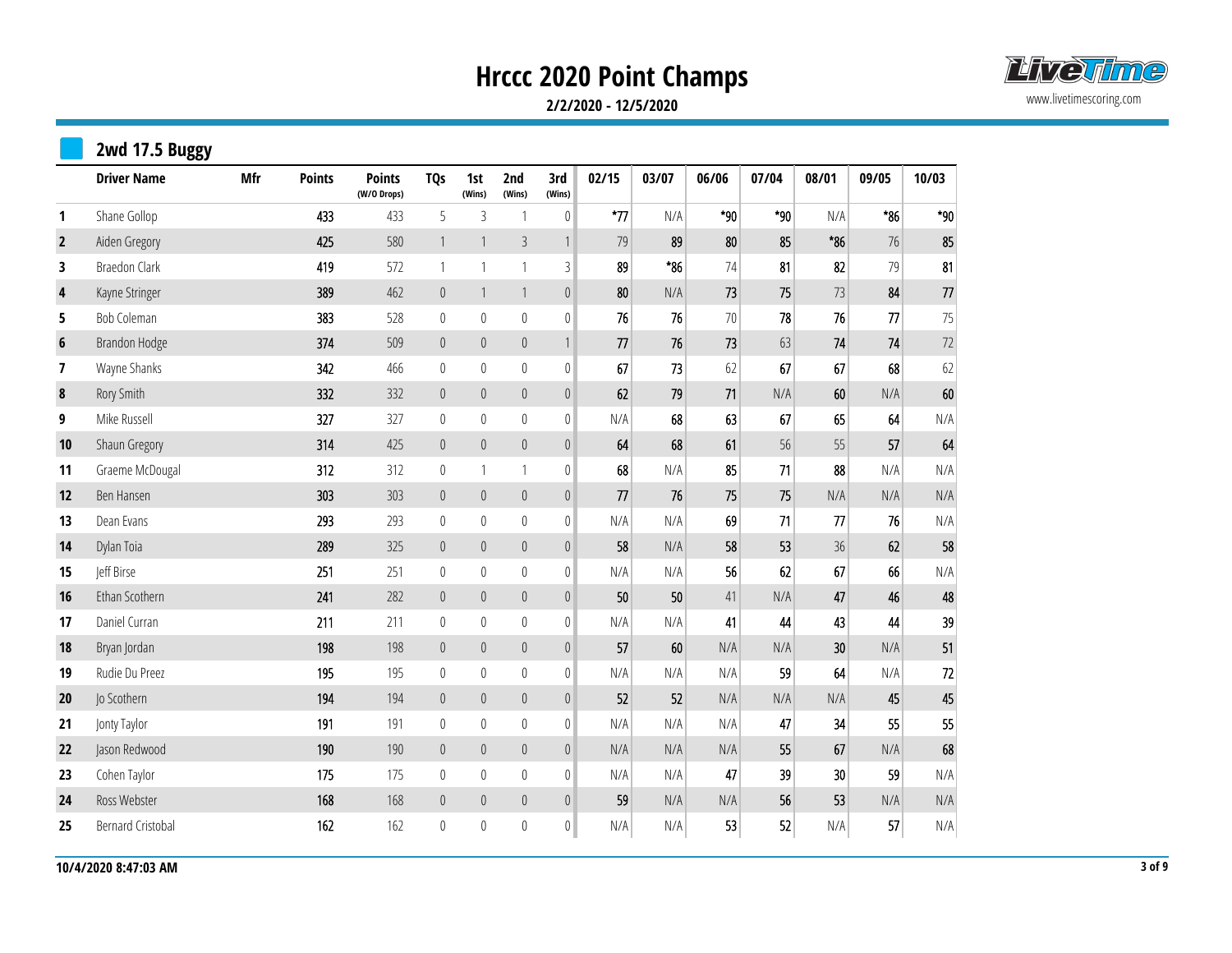# Hrccc 2020 Point Champs

**2/2/2020 - 12/5/2020**

www.livetimescoring.com

## 2wd 17.5 Buggy

| | Driver Name | Mfr | Points | Points (W/O Drops) | TQs | 1st (Wins) | 2nd (Wins) | 3rd (Wins) | 02/15 | 03/07 | 06/06 | 07/04 | 08/01 | 09/05 | 10/03 |
|---|---|---|---|---|---|---|---|---|---|---|---|---|---|---|---|
| 1 | Shane Gollop | | 433 | 433 | 5 | 3 | 1 | 0 | *77 | N/A | *90 | *90 | N/A | *86 | *90 |
| 2 | Aiden Gregory | | 425 | 580 | 1 | 1 | 3 | 1 | 79 | 89 | 80 | 85 | *86 | 76 | 85 |
| 3 | Braedon Clark | | 419 | 572 | 1 | 1 | 1 | 3 | 89 | *86 | 74 | 81 | 82 | 79 | 81 |
| 4 | Kayne Stringer | | 389 | 462 | 0 | 1 | 1 | 0 | 80 | N/A | 73 | 75 | 73 | 84 | 77 |
| 5 | Bob Coleman | | 383 | 528 | 0 | 0 | 0 | 0 | 76 | 76 | 70 | 78 | 76 | 77 | 75 |
| 6 | Brandon Hodge | | 374 | 509 | 0 | 0 | 0 | 1 | 77 | 76 | 73 | 63 | 74 | 74 | 72 |
| 7 | Wayne Shanks | | 342 | 466 | 0 | 0 | 0 | 0 | 67 | 73 | 62 | 67 | 67 | 68 | 62 |
| 8 | Rory Smith | | 332 | 332 | 0 | 0 | 0 | 0 | 62 | 79 | 71 | N/A | 60 | N/A | 60 |
| 9 | Mike Russell | | 327 | 327 | 0 | 0 | 0 | 0 | N/A | 68 | 63 | 67 | 65 | 64 | N/A |
| 10 | Shaun Gregory | | 314 | 425 | 0 | 0 | 0 | 0 | 64 | 68 | 61 | 56 | 55 | 57 | 64 |
| 11 | Graeme McDougal | | 312 | 312 | 0 | 1 | 1 | 0 | 68 | N/A | 85 | 71 | 88 | N/A | N/A |
| 12 | Ben Hansen | | 303 | 303 | 0 | 0 | 0 | 0 | 77 | 76 | 75 | 75 | N/A | N/A | N/A |
| 13 | Dean Evans | | 293 | 293 | 0 | 0 | 0 | 0 | N/A | N/A | 69 | 71 | 77 | 76 | N/A |
| 14 | Dylan Toia | | 289 | 325 | 0 | 0 | 0 | 0 | 58 | N/A | 58 | 53 | 36 | 62 | 58 |
| 15 | Jeff Birse | | 251 | 251 | 0 | 0 | 0 | 0 | N/A | N/A | 56 | 62 | 67 | 66 | N/A |
| 16 | Ethan Scothern | | 241 | 282 | 0 | 0 | 0 | 0 | 50 | 50 | 41 | N/A | 47 | 46 | 48 |
| 17 | Daniel Curran | | 211 | 211 | 0 | 0 | 0 | 0 | N/A | N/A | 41 | 44 | 43 | 44 | 39 |
| 18 | Bryan Jordan | | 198 | 198 | 0 | 0 | 0 | 0 | 57 | 60 | N/A | N/A | 30 | N/A | 51 |
| 19 | Rudie Du Preez | | 195 | 195 | 0 | 0 | 0 | 0 | N/A | N/A | N/A | 59 | 64 | N/A | 72 |
| 20 | Jo Scothern | | 194 | 194 | 0 | 0 | 0 | 0 | 52 | 52 | N/A | N/A | N/A | 45 | 45 |
| 21 | Jonty Taylor | | 191 | 191 | 0 | 0 | 0 | 0 | N/A | N/A | N/A | 47 | 34 | 55 | 55 |
| 22 | Jason Redwood | | 190 | 190 | 0 | 0 | 0 | 0 | N/A | N/A | N/A | 55 | 67 | N/A | 68 |
| 23 | Cohen Taylor | | 175 | 175 | 0 | 0 | 0 | 0 | N/A | N/A | 47 | 39 | 30 | 59 | N/A |
| 24 | Ross Webster | | 168 | 168 | 0 | 0 | 0 | 0 | 59 | N/A | N/A | 56 | 53 | N/A | N/A |
| 25 | Bernard Cristobal | | 162 | 162 | 0 | 0 | 0 | 0 | N/A | N/A | 53 | 52 | N/A | 57 | N/A |

10/4/2020 8:47:03 AM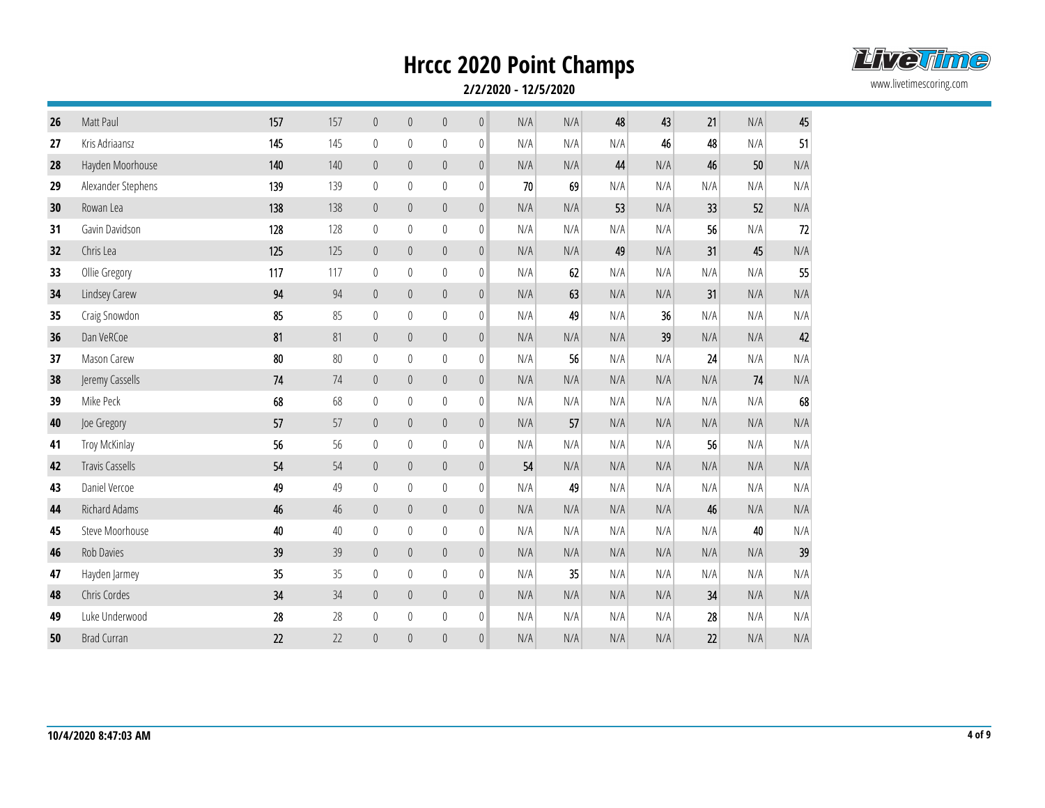# Hrccc 2020 Point Champs

**2/2/2020 - 12/5/2020**

| | | | | | | | | | | | | | | |
|---|---|---|---|---|---|---|---|---|---|---|---|---|---|---|
| **26** | Matt Paul | **157** | 157 | 0 | 0 | 0 | 0 | N/A | N/A | **48** | **43** | **21** | N/A | **45** |
| **27** | Kris Adriaansz | **145** | 145 | 0 | 0 | 0 | 0 | N/A | N/A | N/A | **46** | **48** | N/A | **51** |
| **28** | Hayden Moorhouse | **140** | 140 | 0 | 0 | 0 | 0 | N/A | N/A | **44** | N/A | **46** | **50** | N/A |
| **29** | Alexander Stephens | **139** | 139 | 0 | 0 | 0 | 0 | **70** | **69** | N/A | N/A | N/A | N/A | N/A |
| **30** | Rowan Lea | **138** | 138 | 0 | 0 | 0 | 0 | N/A | N/A | **53** | N/A | **33** | **52** | N/A |
| **31** | Gavin Davidson | **128** | 128 | 0 | 0 | 0 | 0 | N/A | N/A | N/A | N/A | **56** | N/A | **72** |
| **32** | Chris Lea | **125** | 125 | 0 | 0 | 0 | 0 | N/A | N/A | **49** | N/A | **31** | **45** | N/A |
| **33** | Ollie Gregory | **117** | 117 | 0 | 0 | 0 | 0 | N/A | **62** | N/A | N/A | N/A | N/A | **55** |
| **34** | Lindsey Carew | **94** | 94 | 0 | 0 | 0 | 0 | N/A | **63** | N/A | N/A | **31** | N/A | N/A |
| **35** | Craig Snowdon | **85** | 85 | 0 | 0 | 0 | 0 | N/A | **49** | N/A | **36** | N/A | N/A | N/A |
| **36** | Dan VeRCoe | **81** | 81 | 0 | 0 | 0 | 0 | N/A | N/A | N/A | **39** | N/A | N/A | **42** |
| **37** | Mason Carew | **80** | 80 | 0 | 0 | 0 | 0 | N/A | **56** | N/A | N/A | **24** | N/A | N/A |
| **38** | Jeremy Cassells | **74** | 74 | 0 | 0 | 0 | 0 | N/A | N/A | N/A | N/A | N/A | **74** | N/A |
| **39** | Mike Peck | **68** | 68 | 0 | 0 | 0 | 0 | N/A | N/A | N/A | N/A | N/A | N/A | **68** |
| **40** | Joe Gregory | **57** | 57 | 0 | 0 | 0 | 0 | N/A | **57** | N/A | N/A | N/A | N/A | N/A |
| **41** | Troy McKinlay | **56** | 56 | 0 | 0 | 0 | 0 | N/A | N/A | N/A | N/A | **56** | N/A | N/A |
| **42** | Travis Cassells | **54** | 54 | 0 | 0 | 0 | 0 | **54** | N/A | N/A | N/A | N/A | N/A | N/A |
| **43** | Daniel Vercoe | **49** | 49 | 0 | 0 | 0 | 0 | N/A | **49** | N/A | N/A | N/A | N/A | N/A |
| **44** | Richard Adams | **46** | 46 | 0 | 0 | 0 | 0 | N/A | N/A | N/A | N/A | **46** | N/A | N/A |
| **45** | Steve Moorhouse | **40** | 40 | 0 | 0 | 0 | 0 | N/A | N/A | N/A | N/A | N/A | **40** | N/A |
| **46** | Rob Davies | **39** | 39 | 0 | 0 | 0 | 0 | N/A | N/A | N/A | N/A | N/A | N/A | **39** |
| **47** | Hayden Jarmey | **35** | 35 | 0 | 0 | 0 | 0 | N/A | **35** | N/A | N/A | N/A | N/A | N/A |
| **48** | Chris Cordes | **34** | 34 | 0 | 0 | 0 | 0 | N/A | N/A | N/A | N/A | **34** | N/A | N/A |
| **49** | Luke Underwood | **28** | 28 | 0 | 0 | 0 | 0 | N/A | N/A | N/A | N/A | **28** | N/A | N/A |
| **50** | Brad Curran | **22** | 22 | 0 | 0 | 0 | 0 | N/A | N/A | N/A | N/A | **22** | N/A | N/A |

**10/4/2020 8:47:03 AM**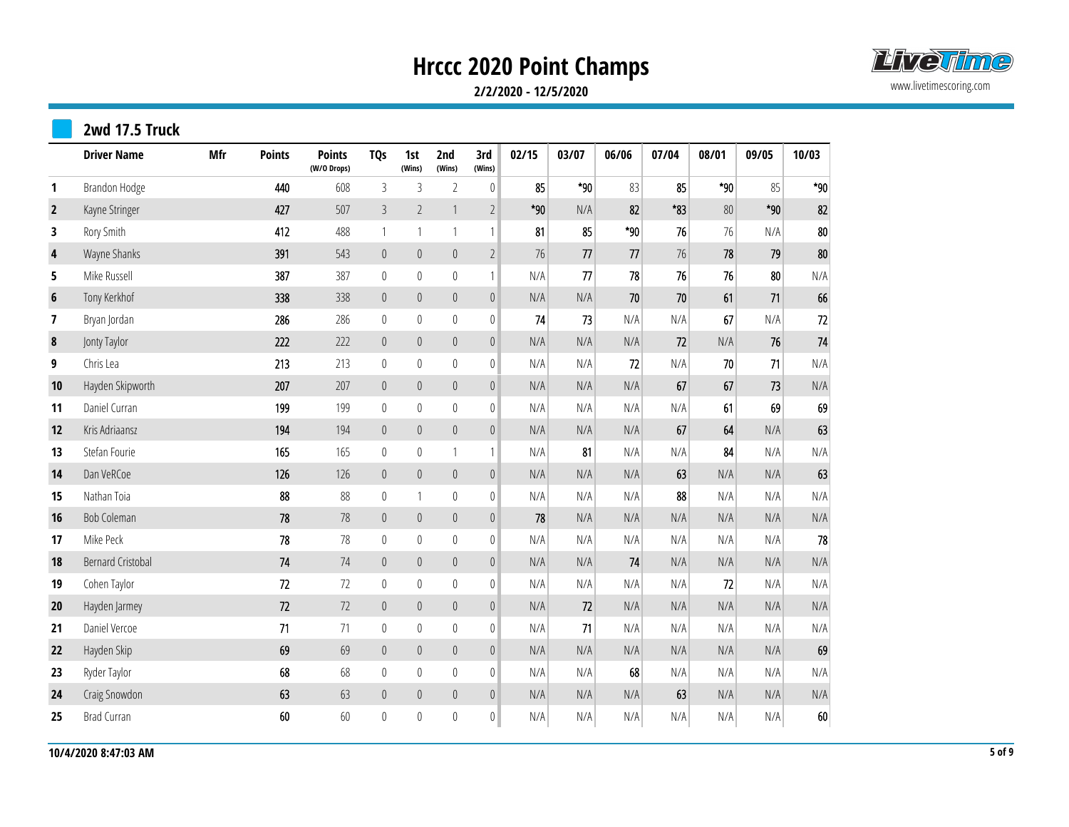# Hrccc 2020 Point Champs

**2/2/2020 - 12/5/2020**

www.livetimescoring.com

## 2wd 17.5 Truck

| | Driver Name | Mfr | Points | Points (W/O Drops) | TQs | 1st (Wins) | 2nd (Wins) | 3rd (Wins) | 02/15 | 03/07 | 06/06 | 07/04 | 08/01 | 09/05 | 10/03 |
|---|---|---|---|---|---|---|---|---|---|---|---|---|---|---|---|
| 1 | Brandon Hodge | | 440 | 608 | 3 | 3 | 2 | 0 | 85 | *90 | 83 | 85 | *90 | 85 | *90 |
| 2 | Kayne Stringer | | 427 | 507 | 3 | 2 | 1 | 2 | *90 | N/A | 82 | *83 | 80 | *90 | 82 |
| 3 | Rory Smith | | 412 | 488 | 1 | 1 | 1 | 1 | 81 | 85 | *90 | 76 | 76 | N/A | 80 |
| 4 | Wayne Shanks | | 391 | 543 | 0 | 0 | 0 | 2 | 76 | 77 | 77 | 76 | 78 | 79 | 80 |
| 5 | Mike Russell | | 387 | 387 | 0 | 0 | 0 | 1 | N/A | 77 | 78 | 76 | 76 | 80 | N/A |
| 6 | Tony Kerkhof | | 338 | 338 | 0 | 0 | 0 | 0 | N/A | N/A | 70 | 70 | 61 | 71 | 66 |
| 7 | Bryan Jordan | | 286 | 286 | 0 | 0 | 0 | 0 | 74 | 73 | N/A | N/A | 67 | N/A | 72 |
| 8 | Jonty Taylor | | 222 | 222 | 0 | 0 | 0 | 0 | N/A | N/A | N/A | 72 | N/A | 76 | 74 |
| 9 | Chris Lea | | 213 | 213 | 0 | 0 | 0 | 0 | N/A | N/A | 72 | N/A | 70 | 71 | N/A |
| 10 | Hayden Skipworth | | 207 | 207 | 0 | 0 | 0 | 0 | N/A | N/A | N/A | 67 | 67 | 73 | N/A |
| 11 | Daniel Curran | | 199 | 199 | 0 | 0 | 0 | 0 | N/A | N/A | N/A | N/A | 61 | 69 | 69 |
| 12 | Kris Adriaansz | | 194 | 194 | 0 | 0 | 0 | 0 | N/A | N/A | N/A | 67 | 64 | N/A | 63 |
| 13 | Stefan Fourie | | 165 | 165 | 0 | 0 | 1 | 1 | N/A | 81 | N/A | N/A | 84 | N/A | N/A |
| 14 | Dan VeRCoe | | 126 | 126 | 0 | 0 | 0 | 0 | N/A | N/A | N/A | 63 | N/A | N/A | 63 |
| 15 | Nathan Toia | | 88 | 88 | 0 | 1 | 0 | 0 | N/A | N/A | N/A | 88 | N/A | N/A | N/A |
| 16 | Bob Coleman | | 78 | 78 | 0 | 0 | 0 | 0 | 78 | N/A | N/A | N/A | N/A | N/A | N/A |
| 17 | Mike Peck | | 78 | 78 | 0 | 0 | 0 | 0 | N/A | N/A | N/A | N/A | N/A | N/A | 78 |
| 18 | Bernard Cristobal | | 74 | 74 | 0 | 0 | 0 | 0 | N/A | N/A | 74 | N/A | N/A | N/A | N/A |
| 19 | Cohen Taylor | | 72 | 72 | 0 | 0 | 0 | 0 | N/A | N/A | N/A | N/A | 72 | N/A | N/A |
| 20 | Hayden Jarmey | | 72 | 72 | 0 | 0 | 0 | 0 | N/A | 72 | N/A | N/A | N/A | N/A | N/A |
| 21 | Daniel Vercoe | | 71 | 71 | 0 | 0 | 0 | 0 | N/A | 71 | N/A | N/A | N/A | N/A | N/A |
| 22 | Hayden Skip | | 69 | 69 | 0 | 0 | 0 | 0 | N/A | N/A | N/A | N/A | N/A | N/A | 69 |
| 23 | Ryder Taylor | | 68 | 68 | 0 | 0 | 0 | 0 | N/A | N/A | 68 | N/A | N/A | N/A | N/A |
| 24 | Craig Snowdon | | 63 | 63 | 0 | 0 | 0 | 0 | N/A | N/A | N/A | 63 | N/A | N/A | N/A |
| 25 | Brad Curran | | 60 | 60 | 0 | 0 | 0 | 0 | N/A | N/A | N/A | N/A | N/A | N/A | 60 |

**10/4/2020 8:47:03 AM**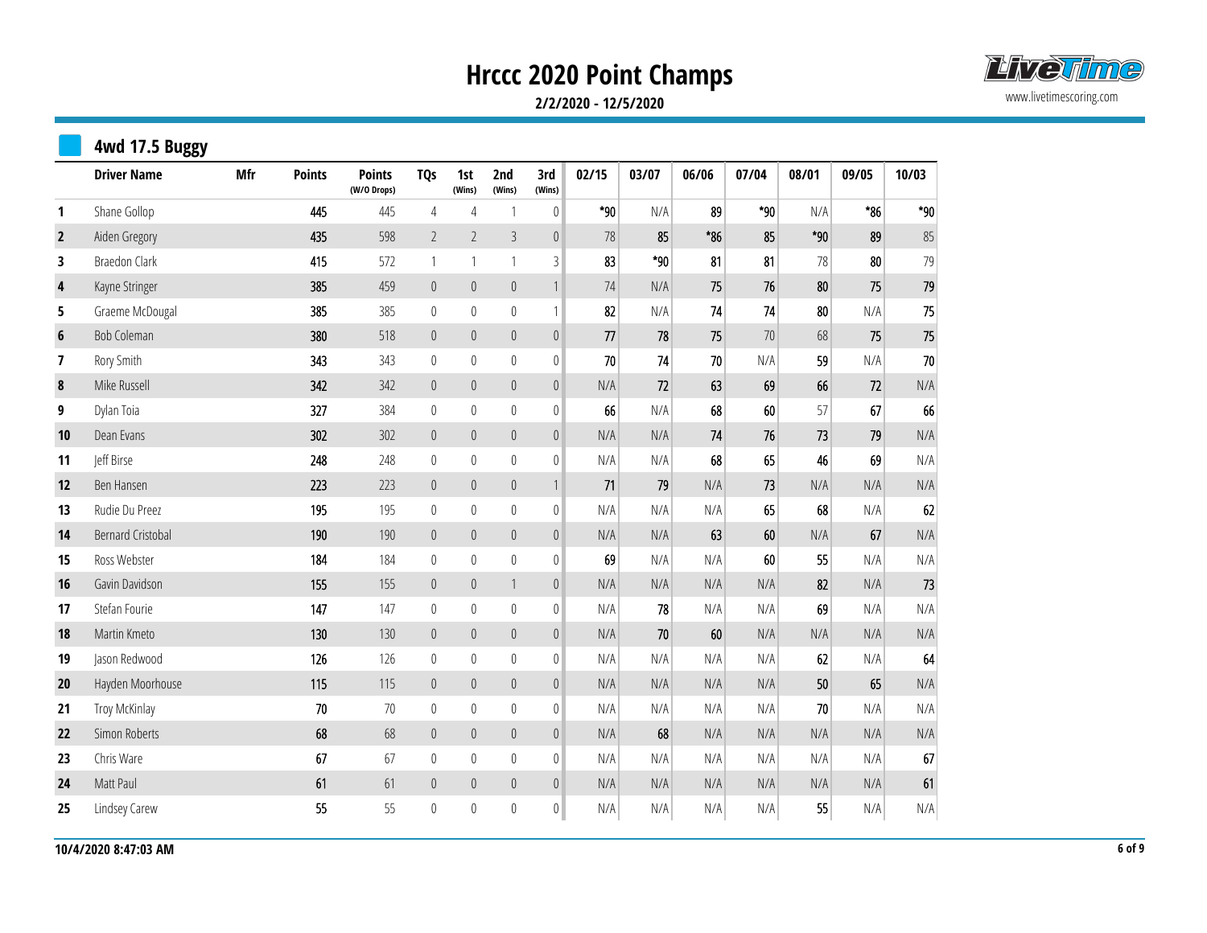# Hrccc 2020 Point Champs

**2/2/2020 - 12/5/2020**

www.livetimescoring.com

## 4wd 17.5 Buggy

| | Driver Name | Mfr | Points | Points (W/O Drops) | TQs | 1st (Wins) | 2nd (Wins) | 3rd (Wins) | 02/15 | 03/07 | 06/06 | 07/04 | 08/01 | 09/05 | 10/03 |
|---|---|---|---|---|---|---|---|---|---|---|---|---|---|---|---|
| 1 | Shane Gollop | | 445 | 445 | 4 | 4 | 1 | 0 | *90 | N/A | 89 | *90 | N/A | *86 | *90 |
| 2 | Aiden Gregory | | 435 | 598 | 2 | 2 | 3 | 0 | 78 | 85 | *86 | 85 | *90 | 89 | 85 |
| 3 | Braedon Clark | | 415 | 572 | 1 | 1 | 1 | 3 | 83 | *90 | 81 | 81 | 78 | 80 | 79 |
| 4 | Kayne Stringer | | 385 | 459 | 0 | 0 | 0 | 1 | 74 | N/A | 75 | 76 | 80 | 75 | 79 |
| 5 | Graeme McDougal | | 385 | 385 | 0 | 0 | 0 | 1 | 82 | N/A | 74 | 74 | 80 | N/A | 75 |
| 6 | Bob Coleman | | 380 | 518 | 0 | 0 | 0 | 0 | 77 | 78 | 75 | 70 | 68 | 75 | 75 |
| 7 | Rory Smith | | 343 | 343 | 0 | 0 | 0 | 0 | 70 | 74 | 70 | N/A | 59 | N/A | 70 |
| 8 | Mike Russell | | 342 | 342 | 0 | 0 | 0 | 0 | N/A | 72 | 63 | 69 | 66 | 72 | N/A |
| 9 | Dylan Toia | | 327 | 384 | 0 | 0 | 0 | 0 | 66 | N/A | 68 | 60 | 57 | 67 | 66 |
| 10 | Dean Evans | | 302 | 302 | 0 | 0 | 0 | 0 | N/A | N/A | 74 | 76 | 73 | 79 | N/A |
| 11 | Jeff Birse | | 248 | 248 | 0 | 0 | 0 | 0 | N/A | N/A | 68 | 65 | 46 | 69 | N/A |
| 12 | Ben Hansen | | 223 | 223 | 0 | 0 | 0 | 1 | 71 | 79 | N/A | 73 | N/A | N/A | N/A |
| 13 | Rudie Du Preez | | 195 | 195 | 0 | 0 | 0 | 0 | N/A | N/A | N/A | 65 | 68 | N/A | 62 |
| 14 | Bernard Cristobal | | 190 | 190 | 0 | 0 | 0 | 0 | N/A | N/A | 63 | 60 | N/A | 67 | N/A |
| 15 | Ross Webster | | 184 | 184 | 0 | 0 | 0 | 0 | 69 | N/A | N/A | 60 | 55 | N/A | N/A |
| 16 | Gavin Davidson | | 155 | 155 | 0 | 0 | 1 | 0 | N/A | N/A | N/A | N/A | 82 | N/A | 73 |
| 17 | Stefan Fourie | | 147 | 147 | 0 | 0 | 0 | 0 | N/A | 78 | N/A | N/A | 69 | N/A | N/A |
| 18 | Martin Kmeto | | 130 | 130 | 0 | 0 | 0 | 0 | N/A | 70 | 60 | N/A | N/A | N/A | N/A |
| 19 | Jason Redwood | | 126 | 126 | 0 | 0 | 0 | 0 | N/A | N/A | N/A | N/A | 62 | N/A | 64 |
| 20 | Hayden Moorhouse | | 115 | 115 | 0 | 0 | 0 | 0 | N/A | N/A | N/A | N/A | 50 | 65 | N/A |
| 21 | Troy McKinlay | | 70 | 70 | 0 | 0 | 0 | 0 | N/A | N/A | N/A | N/A | 70 | N/A | N/A |
| 22 | Simon Roberts | | 68 | 68 | 0 | 0 | 0 | 0 | N/A | 68 | N/A | N/A | N/A | N/A | N/A |
| 23 | Chris Ware | | 67 | 67 | 0 | 0 | 0 | 0 | N/A | N/A | N/A | N/A | N/A | N/A | 67 |
| 24 | Matt Paul | | 61 | 61 | 0 | 0 | 0 | 0 | N/A | N/A | N/A | N/A | N/A | N/A | 61 |
| 25 | Lindsey Carew | | 55 | 55 | 0 | 0 | 0 | 0 | N/A | N/A | N/A | N/A | 55 | N/A | N/A |

10/4/2020 8:47:03 AM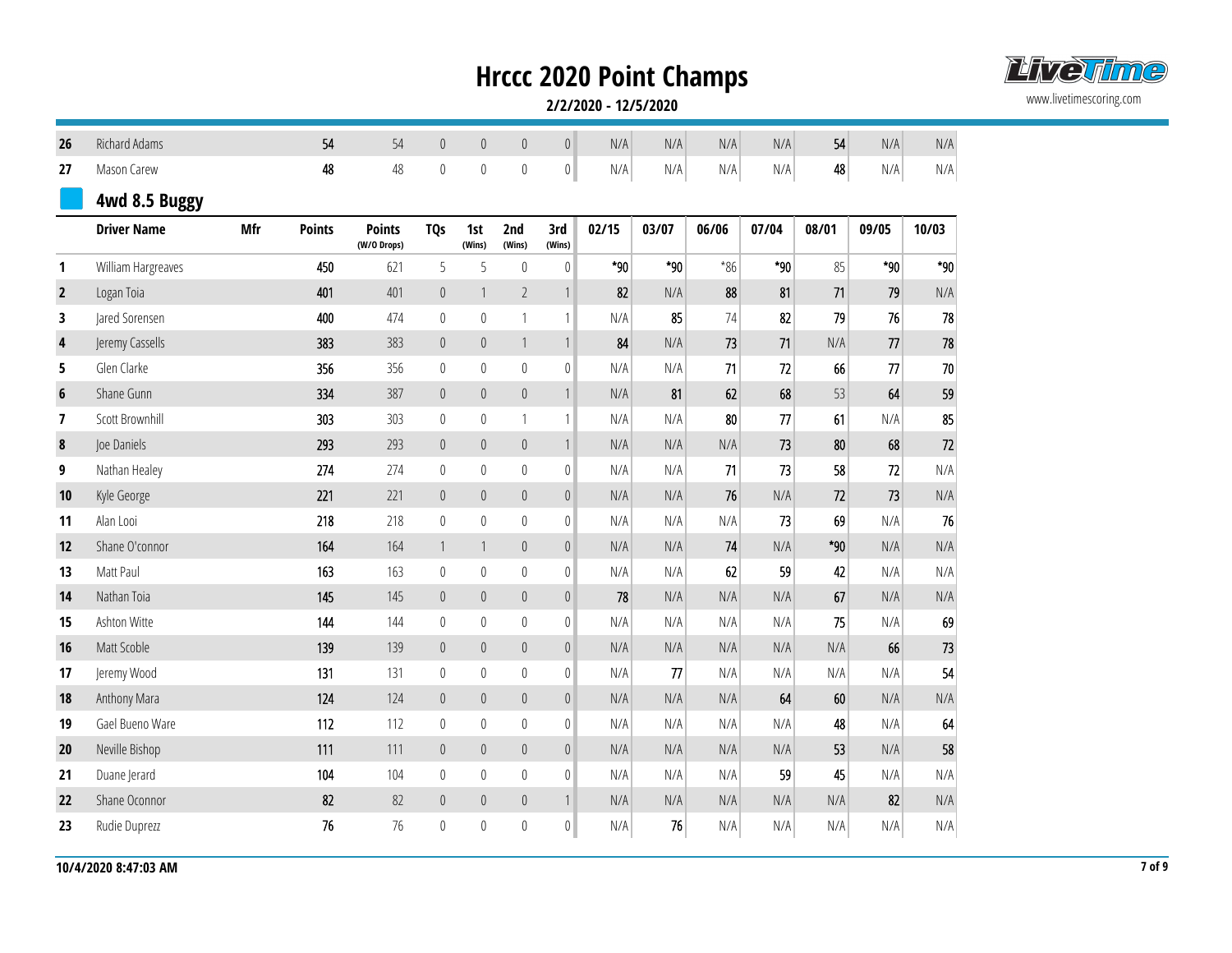# Hrccc 2020 Point Champs

**2/2/2020 - 12/5/2020**

| | Driver Name | Mfr | Points | Points (W/O Drops) | TQs | 1st (Wins) | 2nd (Wins) | 3rd (Wins) | 02/15 | 03/07 | 06/06 | 07/04 | 08/01 | 09/05 | 10/03 |
|---|---|---|---|---|---|---|---|---|---|---|---|---|---|---|---|
| 26 | Richard Adams | | 54 | 54 | 0 | 0 | 0 | 0 | N/A | N/A | N/A | N/A | 54 | N/A | N/A |
| 27 | Mason Carew | | 48 | 48 | 0 | 0 | 0 | 0 | N/A | N/A | N/A | N/A | 48 | N/A | N/A |

## 4wd 8.5 Buggy

| | Driver Name | Mfr | Points | Points (W/O Drops) | TQs | 1st (Wins) | 2nd (Wins) | 3rd (Wins) | 02/15 | 03/07 | 06/06 | 07/04 | 08/01 | 09/05 | 10/03 |
|---|---|---|---|---|---|---|---|---|---|---|---|---|---|---|---|
| 1 | William Hargreaves | | 450 | 621 | 5 | 5 | 0 | 0 | *90 | *90 | *86 | *90 | 85 | *90 | *90 |
| 2 | Logan Toia | | 401 | 401 | 0 | 1 | 2 | 1 | 82 | N/A | 88 | 81 | 71 | 79 | N/A |
| 3 | Jared Sorensen | | 400 | 474 | 0 | 0 | 1 | 1 | N/A | 85 | 74 | 82 | 79 | 76 | 78 |
| 4 | Jeremy Cassells | | 383 | 383 | 0 | 0 | 1 | 1 | 84 | N/A | 73 | 71 | N/A | 77 | 78 |
| 5 | Glen Clarke | | 356 | 356 | 0 | 0 | 0 | 0 | N/A | N/A | 71 | 72 | 66 | 77 | 70 |
| 6 | Shane Gunn | | 334 | 387 | 0 | 0 | 0 | 1 | N/A | 81 | 62 | 68 | 53 | 64 | 59 |
| 7 | Scott Brownhill | | 303 | 303 | 0 | 0 | 1 | 1 | N/A | N/A | 80 | 77 | 61 | N/A | 85 |
| 8 | Joe Daniels | | 293 | 293 | 0 | 0 | 0 | 1 | N/A | N/A | N/A | 73 | 80 | 68 | 72 |
| 9 | Nathan Healey | | 274 | 274 | 0 | 0 | 0 | 0 | N/A | N/A | 71 | 73 | 58 | 72 | N/A |
| 10 | Kyle George | | 221 | 221 | 0 | 0 | 0 | 0 | N/A | N/A | 76 | N/A | 72 | 73 | N/A |
| 11 | Alan Looi | | 218 | 218 | 0 | 0 | 0 | 0 | N/A | N/A | N/A | 73 | 69 | N/A | 76 |
| 12 | Shane O'connor | | 164 | 164 | 1 | 1 | 0 | 0 | N/A | N/A | 74 | N/A | *90 | N/A | N/A |
| 13 | Matt Paul | | 163 | 163 | 0 | 0 | 0 | 0 | N/A | N/A | 62 | 59 | 42 | N/A | N/A |
| 14 | Nathan Toia | | 145 | 145 | 0 | 0 | 0 | 0 | 78 | N/A | N/A | N/A | 67 | N/A | N/A |
| 15 | Ashton Witte | | 144 | 144 | 0 | 0 | 0 | 0 | N/A | N/A | N/A | N/A | 75 | N/A | 69 |
| 16 | Matt Scoble | | 139 | 139 | 0 | 0 | 0 | 0 | N/A | N/A | N/A | N/A | N/A | 66 | 73 |
| 17 | Jeremy Wood | | 131 | 131 | 0 | 0 | 0 | 0 | N/A | 77 | N/A | N/A | N/A | N/A | 54 |
| 18 | Anthony Mara | | 124 | 124 | 0 | 0 | 0 | 0 | N/A | N/A | N/A | 64 | 60 | N/A | N/A |
| 19 | Gael Bueno Ware | | 112 | 112 | 0 | 0 | 0 | 0 | N/A | N/A | N/A | N/A | 48 | N/A | 64 |
| 20 | Neville Bishop | | 111 | 111 | 0 | 0 | 0 | 0 | N/A | N/A | N/A | N/A | 53 | N/A | 58 |
| 21 | Duane Jerard | | 104 | 104 | 0 | 0 | 0 | 0 | N/A | N/A | N/A | 59 | 45 | N/A | N/A |
| 22 | Shane Oconnor | | 82 | 82 | 0 | 0 | 0 | 1 | N/A | N/A | N/A | N/A | N/A | 82 | N/A |
| 23 | Rudie Duprezz | | 76 | 76 | 0 | 0 | 0 | 0 | N/A | 76 | N/A | N/A | N/A | N/A | N/A |

**10/4/2020 8:47:03 AM**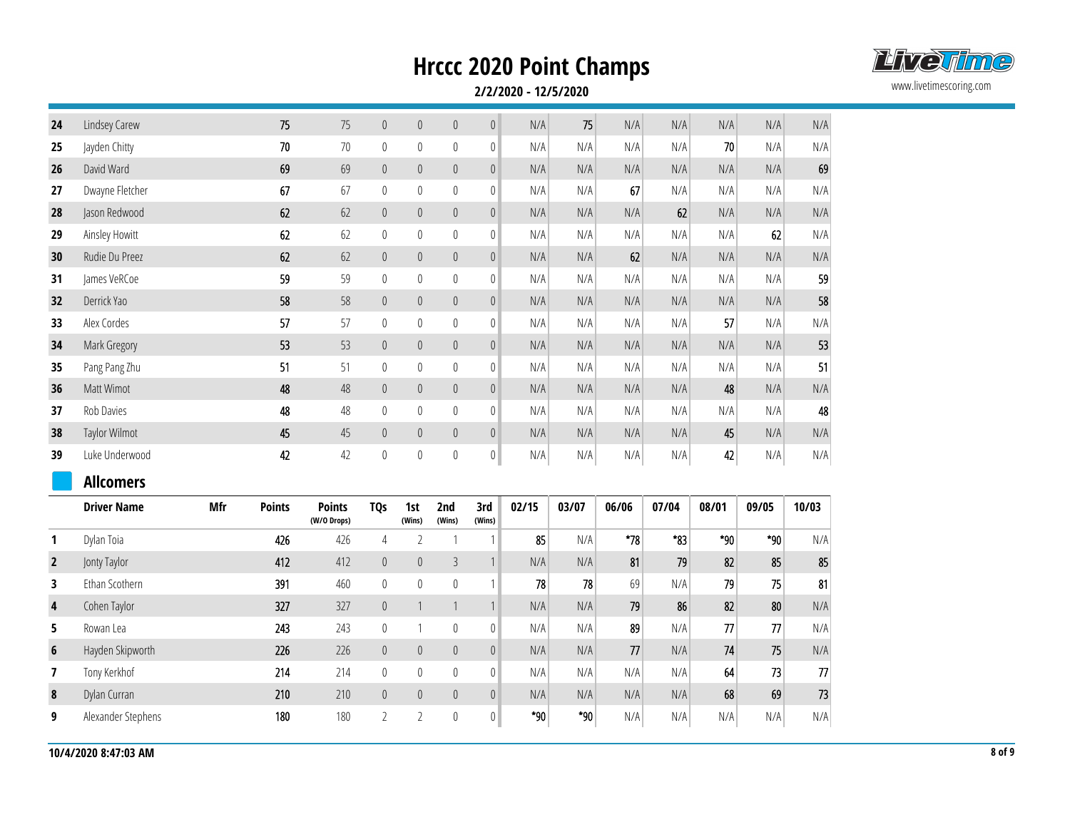# Hrccc 2020 Point Champs

**2/2/2020 - 12/5/2020**

| | | | | | | | | | | | | | | | |
|---|---|---|---|---|---|---|---|---|---|---|---|---|---|---|---|
| 24 | Lindsey Carew | | 75 | 75 | 0 | 0 | 0 | 0 | N/A | 75 | N/A | N/A | N/A | N/A | N/A |
| 25 | Jayden Chitty | | 70 | 70 | 0 | 0 | 0 | 0 | N/A | N/A | N/A | N/A | 70 | N/A | N/A |
| 26 | David Ward | | 69 | 69 | 0 | 0 | 0 | 0 | N/A | N/A | N/A | N/A | N/A | N/A | 69 |
| 27 | Dwayne Fletcher | | 67 | 67 | 0 | 0 | 0 | 0 | N/A | N/A | 67 | N/A | N/A | N/A | N/A |
| 28 | Jason Redwood | | 62 | 62 | 0 | 0 | 0 | 0 | N/A | N/A | N/A | 62 | N/A | N/A | N/A |
| 29 | Ainsley Howitt | | 62 | 62 | 0 | 0 | 0 | 0 | N/A | N/A | N/A | N/A | N/A | 62 | N/A |
| 30 | Rudie Du Preez | | 62 | 62 | 0 | 0 | 0 | 0 | N/A | N/A | 62 | N/A | N/A | N/A | N/A |
| 31 | James VeRCoe | | 59 | 59 | 0 | 0 | 0 | 0 | N/A | N/A | N/A | N/A | N/A | N/A | 59 |
| 32 | Derrick Yao | | 58 | 58 | 0 | 0 | 0 | 0 | N/A | N/A | N/A | N/A | N/A | N/A | 58 |
| 33 | Alex Cordes | | 57 | 57 | 0 | 0 | 0 | 0 | N/A | N/A | N/A | N/A | 57 | N/A | N/A |
| 34 | Mark Gregory | | 53 | 53 | 0 | 0 | 0 | 0 | N/A | N/A | N/A | N/A | N/A | N/A | 53 |
| 35 | Pang Pang Zhu | | 51 | 51 | 0 | 0 | 0 | 0 | N/A | N/A | N/A | N/A | N/A | N/A | 51 |
| 36 | Matt Wimot | | 48 | 48 | 0 | 0 | 0 | 0 | N/A | N/A | N/A | N/A | 48 | N/A | N/A |
| 37 | Rob Davies | | 48 | 48 | 0 | 0 | 0 | 0 | N/A | N/A | N/A | N/A | N/A | N/A | 48 |
| 38 | Taylor Wilmot | | 45 | 45 | 0 | 0 | 0 | 0 | N/A | N/A | N/A | N/A | 45 | N/A | N/A |
| 39 | Luke Underwood | | 42 | 42 | 0 | 0 | 0 | 0 | N/A | N/A | N/A | N/A | 42 | N/A | N/A |

## Allcomers

| | Driver Name | Mfr | Points | Points (W/O Drops) | TQs | 1st (Wins) | 2nd (Wins) | 3rd (Wins) | 02/15 | 03/07 | 06/06 | 07/04 | 08/01 | 09/05 | 10/03 |
|---|---|---|---|---|---|---|---|---|---|---|---|---|---|---|---|
| 1 | Dylan Toia | | 426 | 426 | 4 | 2 | 1 | 1 | 85 | N/A | *78 | *83 | *90 | *90 | N/A |
| 2 | Jonty Taylor | | 412 | 412 | 0 | 0 | 3 | 1 | N/A | N/A | 81 | 79 | 82 | 85 | 85 |
| 3 | Ethan Scothern | | 391 | 460 | 0 | 0 | 0 | 1 | 78 | 78 | 69 | N/A | 79 | 75 | 81 |
| 4 | Cohen Taylor | | 327 | 327 | 0 | 1 | 1 | 1 | N/A | N/A | 79 | 86 | 82 | 80 | N/A |
| 5 | Rowan Lea | | 243 | 243 | 0 | 1 | 0 | 0 | N/A | N/A | 89 | N/A | 77 | 77 | N/A |
| 6 | Hayden Skipworth | | 226 | 226 | 0 | 0 | 0 | 0 | N/A | N/A | 77 | N/A | 74 | 75 | N/A |
| 7 | Tony Kerkhof | | 214 | 214 | 0 | 0 | 0 | 0 | N/A | N/A | N/A | N/A | 64 | 73 | 77 |
| 8 | Dylan Curran | | 210 | 210 | 0 | 0 | 0 | 0 | N/A | N/A | N/A | N/A | 68 | 69 | 73 |
| 9 | Alexander Stephens | | 180 | 180 | 2 | 2 | 0 | 0 | *90 | *90 | N/A | N/A | N/A | N/A | N/A |

10/4/2020 8:47:03 AM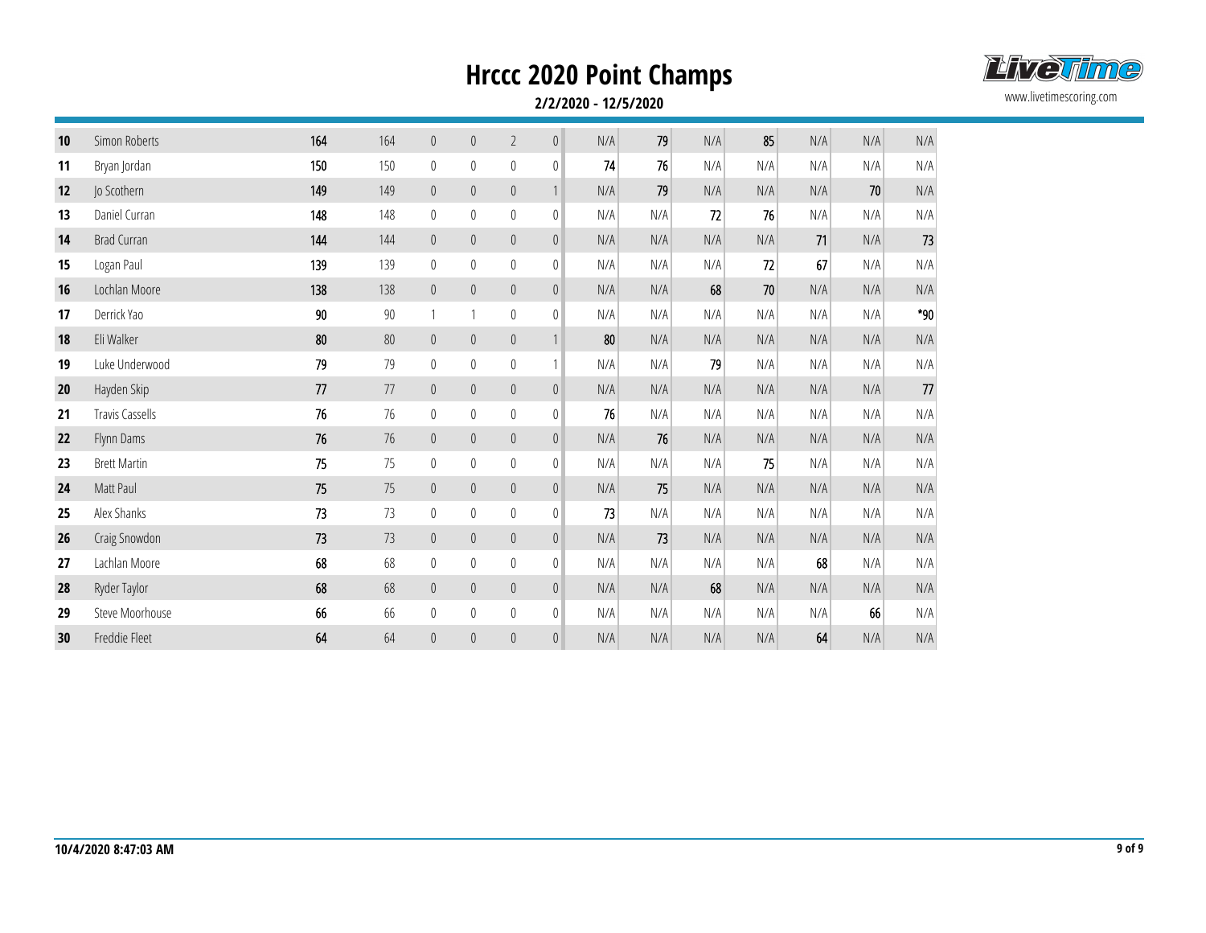# Hrccc 2020 Point Champs

**2/2/2020 - 12/5/2020**

www.livetimescoring.com

| | | | | | | | | | | | | | | |
|---|---|---|---|---|---|---|---|---|---|---|---|---|---|---|
| **10** | Simon Roberts | **164** | 164 | 0 | 0 | 2 | 0 | N/A | **79** | N/A | **85** | N/A | N/A | N/A |
| **11** | Bryan Jordan | **150** | 150 | 0 | 0 | 0 | 0 | **74** | **76** | N/A | N/A | N/A | N/A | N/A |
| **12** | Jo Scothern | **149** | 149 | 0 | 0 | 0 | 1 | N/A | **79** | N/A | N/A | N/A | **70** | N/A |
| **13** | Daniel Curran | **148** | 148 | 0 | 0 | 0 | 0 | N/A | N/A | **72** | **76** | N/A | N/A | N/A |
| **14** | Brad Curran | **144** | 144 | 0 | 0 | 0 | 0 | N/A | N/A | N/A | N/A | **71** | N/A | **73** |
| **15** | Logan Paul | **139** | 139 | 0 | 0 | 0 | 0 | N/A | N/A | N/A | **72** | **67** | N/A | N/A |
| **16** | Lochlan Moore | **138** | 138 | 0 | 0 | 0 | 0 | N/A | N/A | **68** | **70** | N/A | N/A | N/A |
| **17** | Derrick Yao | **90** | 90 | 1 | 1 | 0 | 0 | N/A | N/A | N/A | N/A | N/A | N/A | ***90** |
| **18** | Eli Walker | **80** | 80 | 0 | 0 | 0 | 1 | **80** | N/A | N/A | N/A | N/A | N/A | N/A |
| **19** | Luke Underwood | **79** | 79 | 0 | 0 | 0 | 1 | N/A | N/A | **79** | N/A | N/A | N/A | N/A |
| **20** | Hayden Skip | **77** | 77 | 0 | 0 | 0 | 0 | N/A | N/A | N/A | N/A | N/A | N/A | **77** |
| **21** | Travis Cassells | **76** | 76 | 0 | 0 | 0 | 0 | **76** | N/A | N/A | N/A | N/A | N/A | N/A |
| **22** | Flynn Dams | **76** | 76 | 0 | 0 | 0 | 0 | N/A | **76** | N/A | N/A | N/A | N/A | N/A |
| **23** | Brett Martin | **75** | 75 | 0 | 0 | 0 | 0 | N/A | N/A | N/A | **75** | N/A | N/A | N/A |
| **24** | Matt Paul | **75** | 75 | 0 | 0 | 0 | 0 | N/A | **75** | N/A | N/A | N/A | N/A | N/A |
| **25** | Alex Shanks | **73** | 73 | 0 | 0 | 0 | 0 | **73** | N/A | N/A | N/A | N/A | N/A | N/A |
| **26** | Craig Snowdon | **73** | 73 | 0 | 0 | 0 | 0 | N/A | **73** | N/A | N/A | N/A | N/A | N/A |
| **27** | Lachlan Moore | **68** | 68 | 0 | 0 | 0 | 0 | N/A | N/A | N/A | N/A | **68** | N/A | N/A |
| **28** | Ryder Taylor | **68** | 68 | 0 | 0 | 0 | 0 | N/A | N/A | **68** | N/A | N/A | N/A | N/A |
| **29** | Steve Moorhouse | **66** | 66 | 0 | 0 | 0 | 0 | N/A | N/A | N/A | N/A | N/A | **66** | N/A |
| **30** | Freddie Fleet | **64** | 64 | 0 | 0 | 0 | 0 | N/A | N/A | N/A | N/A | **64** | N/A | N/A |

**10/4/2020 8:47:03 AM**